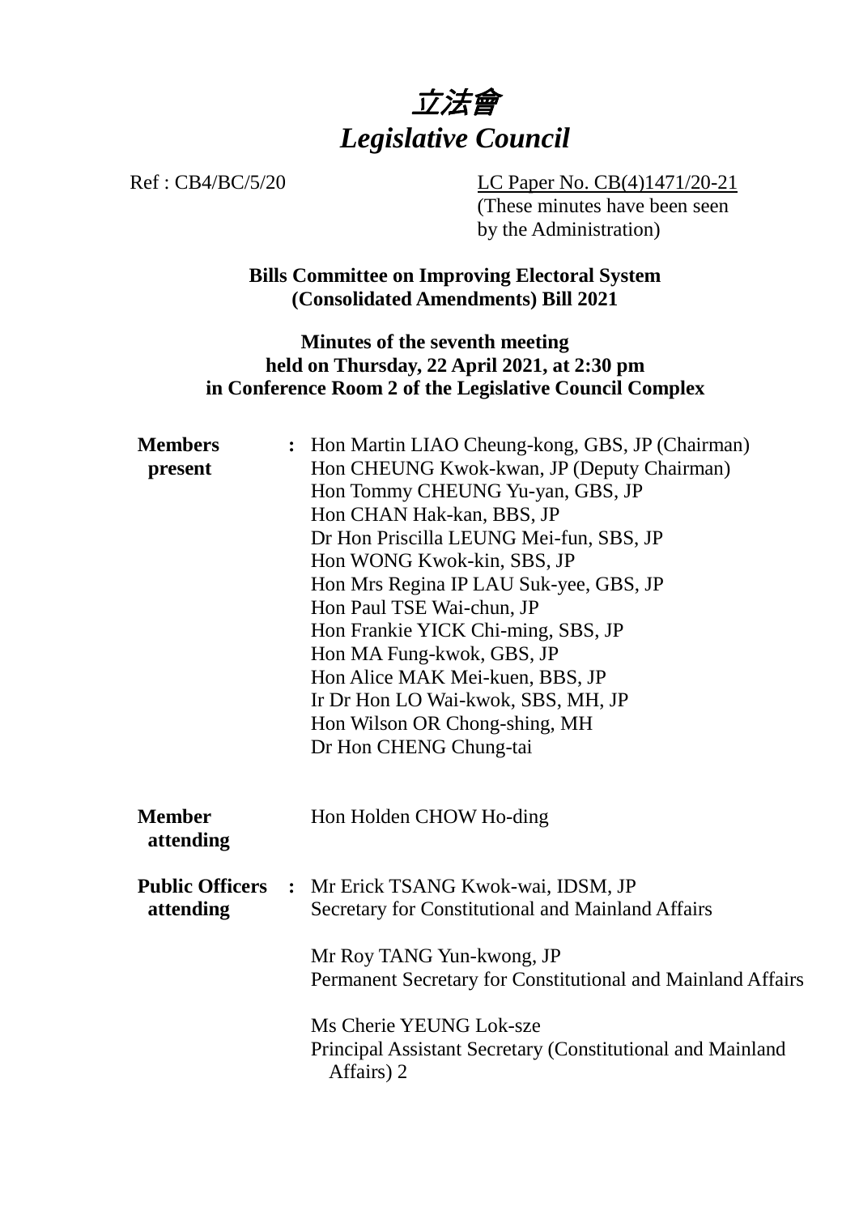# *立法會*
# *Legislative Council*

Ref : CB4/BC/5/20

LC Paper No. CB(4)1471/20-21
(These minutes have been seen by the Administration)

**Bills Committee on Improving Electoral System (Consolidated Amendments) Bill 2021**

**Minutes of the seventh meeting held on Thursday, 22 April 2021, at 2:30 pm in Conference Room 2 of the Legislative Council Complex**

| | | |
|---|---|---|
| **Members present** | **:** | Hon Martin LIAO Cheung-kong, GBS, JP (Chairman)<br>Hon CHEUNG Kwok-kwan, JP (Deputy Chairman)<br>Hon Tommy CHEUNG Yu-yan, GBS, JP<br>Hon CHAN Hak-kan, BBS, JP<br>Dr Hon Priscilla LEUNG Mei-fun, SBS, JP<br>Hon WONG Kwok-kin, SBS, JP<br>Hon Mrs Regina IP LAU Suk-yee, GBS, JP<br>Hon Paul TSE Wai-chun, JP<br>Hon Frankie YICK Chi-ming, SBS, JP<br>Hon MA Fung-kwok, GBS, JP<br>Hon Alice MAK Mei-kuen, BBS, JP<br>Ir Dr Hon LO Wai-kwok, SBS, MH, JP<br>Hon Wilson OR Chong-shing, MH<br>Dr Hon CHENG Chung-tai |
| **Member attending** | | Hon Holden CHOW Ho-ding |
| **Public Officers attending** | **:** | Mr Erick TSANG Kwok-wai, IDSM, JP<br>Secretary for Constitutional and Mainland Affairs<br><br>Mr Roy TANG Yun-kwong, JP<br>Permanent Secretary for Constitutional and Mainland Affairs<br><br>Ms Cherie YEUNG Lok-sze<br>Principal Assistant Secretary (Constitutional and Mainland Affairs) 2 |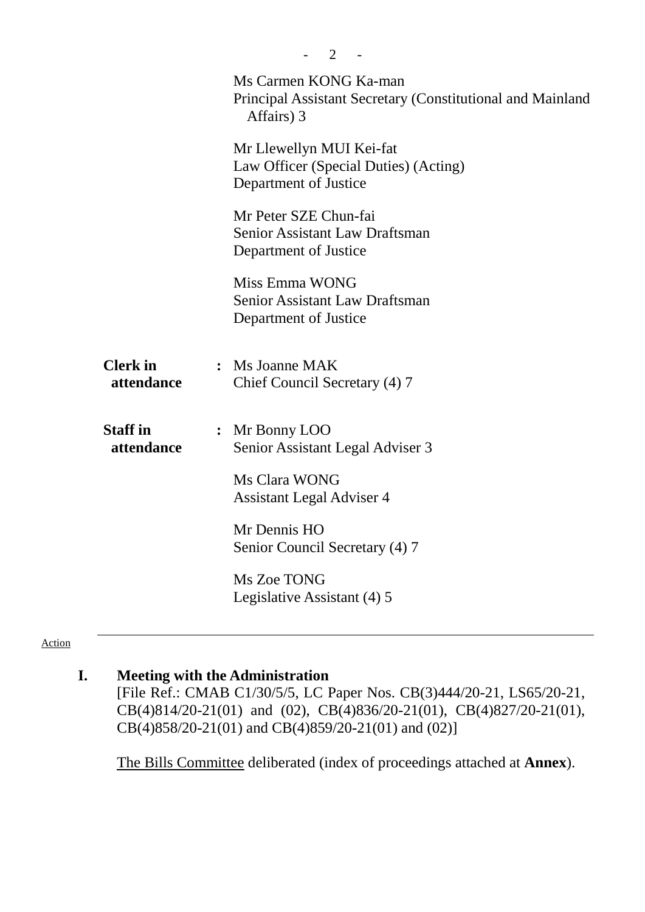Ms Carmen KONG Ka-man
Principal Assistant Secretary (Constitutional and Mainland Affairs) 3

Mr Llewellyn MUI Kei-fat
Law Officer (Special Duties) (Acting)
Department of Justice

Mr Peter SZE Chun-fai
Senior Assistant Law Draftsman
Department of Justice

Miss Emma WONG
Senior Assistant Law Draftsman
Department of Justice

**Clerk in attendance** : Ms Joanne MAK
Chief Council Secretary (4) 7

**Staff in attendance** : Mr Bonny LOO
Senior Assistant Legal Adviser 3

Ms Clara WONG
Assistant Legal Adviser 4

Mr Dennis HO
Senior Council Secretary (4) 7

Ms Zoe TONG
Legislative Assistant (4) 5

Action

---

## I. Meeting with the Administration

[File Ref.: CMAB C1/30/5/5, LC Paper Nos. CB(3)444/20-21, LS65/20-21, CB(4)814/20-21(01) and (02), CB(4)836/20-21(01), CB(4)827/20-21(01), CB(4)858/20-21(01) and CB(4)859/20-21(01) and (02)]

The Bills Committee deliberated (index of proceedings attached at **Annex**).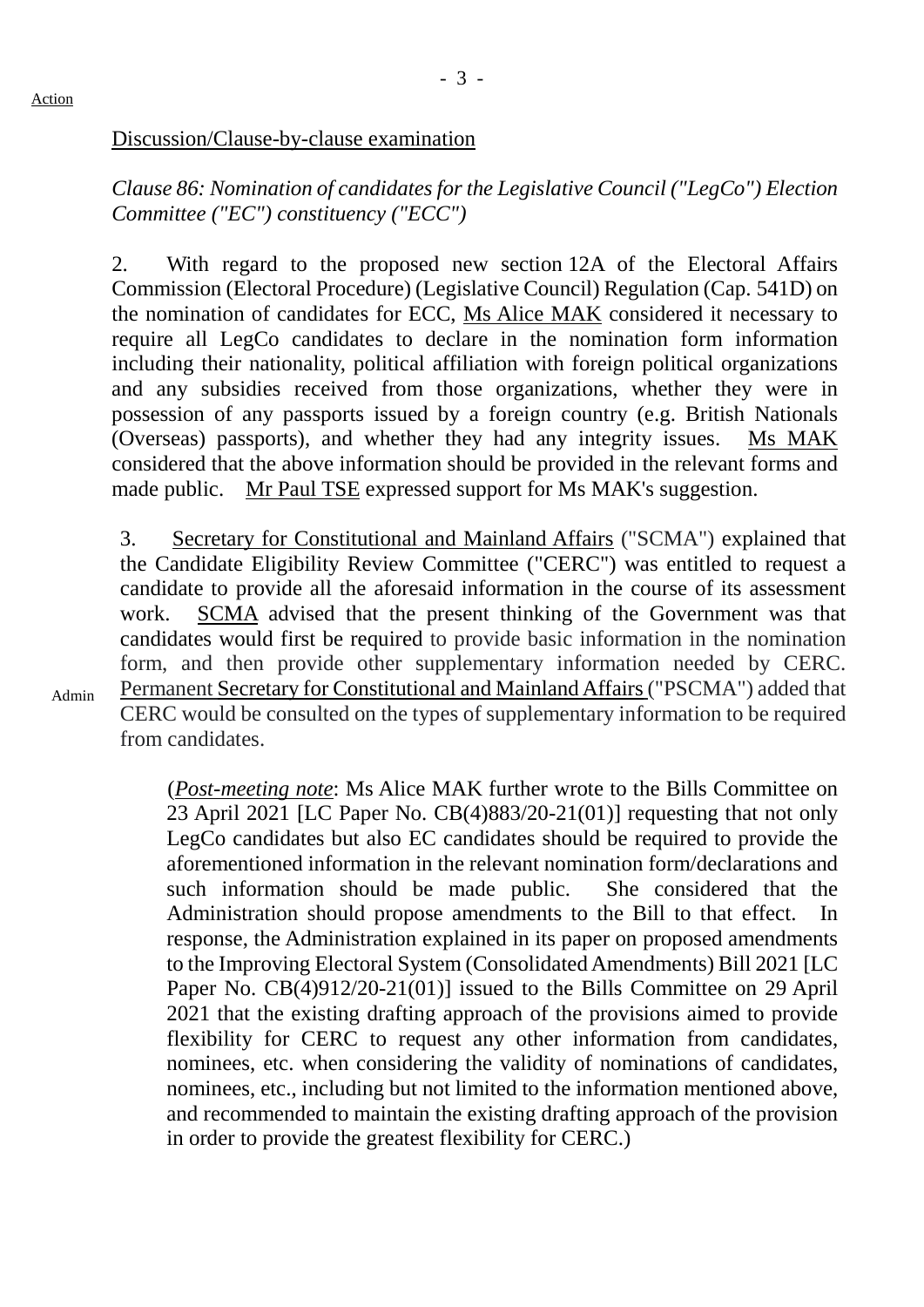Action

Discussion/Clause-by-clause examination

*Clause 86: Nomination of candidates for the Legislative Council ("LegCo") Election Committee ("EC") constituency ("ECC")*

2. With regard to the proposed new section 12A of the Electoral Affairs Commission (Electoral Procedure) (Legislative Council) Regulation (Cap. 541D) on the nomination of candidates for ECC, Ms Alice MAK considered it necessary to require all LegCo candidates to declare in the nomination form information including their nationality, political affiliation with foreign political organizations and any subsidies received from those organizations, whether they were in possession of any passports issued by a foreign country (e.g. British Nationals (Overseas) passports), and whether they had any integrity issues. Ms MAK considered that the above information should be provided in the relevant forms and made public. Mr Paul TSE expressed support for Ms MAK's suggestion.

3. Secretary for Constitutional and Mainland Affairs ("SCMA") explained that the Candidate Eligibility Review Committee ("CERC") was entitled to request a candidate to provide all the aforesaid information in the course of its assessment work. SCMA advised that the present thinking of the Government was that candidates would first be required to provide basic information in the nomination form, and then provide other supplementary information needed by CERC. Permanent Secretary for Constitutional and Mainland Affairs ("PSCMA") added that CERC would be consulted on the types of supplementary information to be required from candidates.

Admin

(*Post-meeting note*: Ms Alice MAK further wrote to the Bills Committee on 23 April 2021 [LC Paper No. CB(4)883/20-21(01)] requesting that not only LegCo candidates but also EC candidates should be required to provide the aforementioned information in the relevant nomination form/declarations and such information should be made public. She considered that the Administration should propose amendments to the Bill to that effect. In response, the Administration explained in its paper on proposed amendments to the Improving Electoral System (Consolidated Amendments) Bill 2021 [LC Paper No. CB(4)912/20-21(01)] issued to the Bills Committee on 29 April 2021 that the existing drafting approach of the provisions aimed to provide flexibility for CERC to request any other information from candidates, nominees, etc. when considering the validity of nominations of candidates, nominees, etc., including but not limited to the information mentioned above, and recommended to maintain the existing drafting approach of the provision in order to provide the greatest flexibility for CERC.)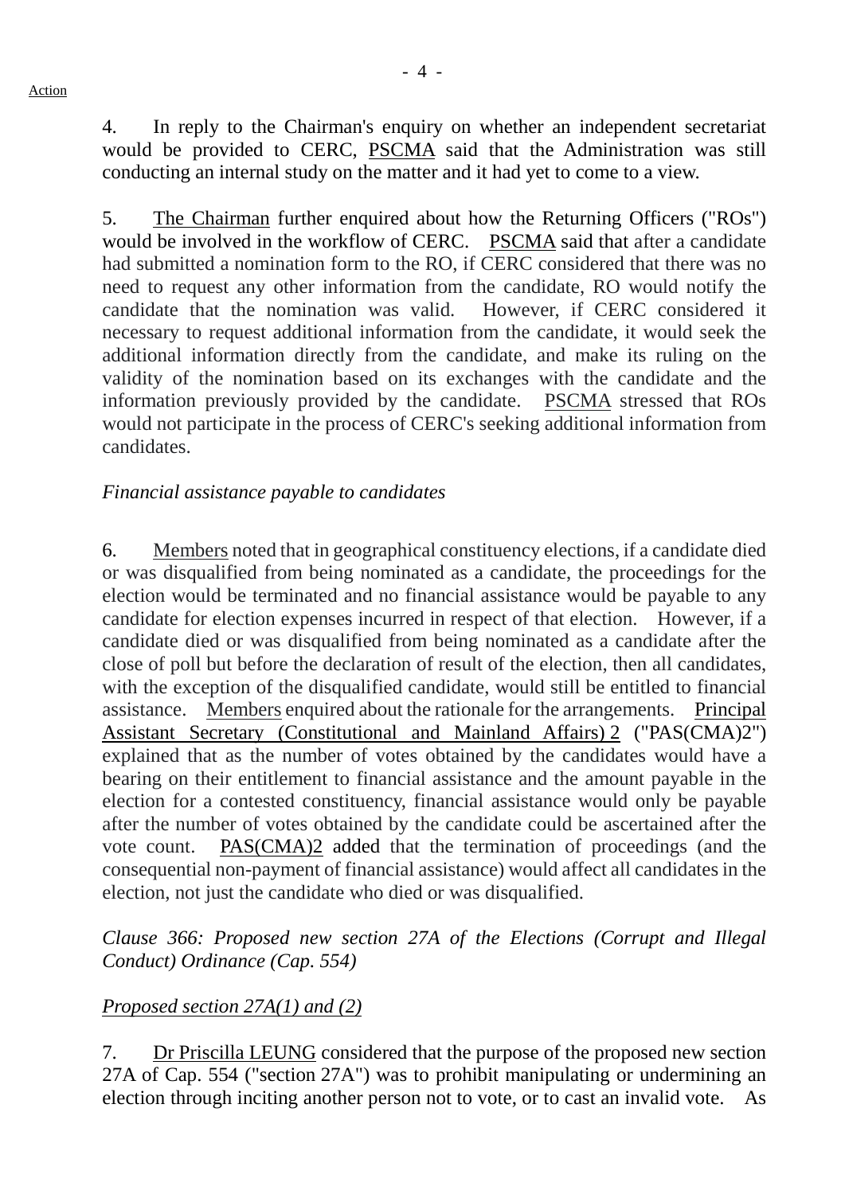Action

4. In reply to the Chairman's enquiry on whether an independent secretariat would be provided to CERC, PSCMA said that the Administration was still conducting an internal study on the matter and it had yet to come to a view.

5. The Chairman further enquired about how the Returning Officers ("ROs") would be involved in the workflow of CERC. PSCMA said that after a candidate had submitted a nomination form to the RO, if CERC considered that there was no need to request any other information from the candidate, RO would notify the candidate that the nomination was valid. However, if CERC considered it necessary to request additional information from the candidate, it would seek the additional information directly from the candidate, and make its ruling on the validity of the nomination based on its exchanges with the candidate and the information previously provided by the candidate. PSCMA stressed that ROs would not participate in the process of CERC's seeking additional information from candidates.

*Financial assistance payable to candidates*

6. Members noted that in geographical constituency elections, if a candidate died or was disqualified from being nominated as a candidate, the proceedings for the election would be terminated and no financial assistance would be payable to any candidate for election expenses incurred in respect of that election. However, if a candidate died or was disqualified from being nominated as a candidate after the close of poll but before the declaration of result of the election, then all candidates, with the exception of the disqualified candidate, would still be entitled to financial assistance. Members enquired about the rationale for the arrangements. Principal Assistant Secretary (Constitutional and Mainland Affairs) 2 ("PAS(CMA)2") explained that as the number of votes obtained by the candidates would have a bearing on their entitlement to financial assistance and the amount payable in the election for a contested constituency, financial assistance would only be payable after the number of votes obtained by the candidate could be ascertained after the vote count. PAS(CMA)2 added that the termination of proceedings (and the consequential non-payment of financial assistance) would affect all candidates in the election, not just the candidate who died or was disqualified.

*Clause 366: Proposed new section 27A of the Elections (Corrupt and Illegal Conduct) Ordinance (Cap. 554)*

*Proposed section 27A(1) and (2)*

7. Dr Priscilla LEUNG considered that the purpose of the proposed new section 27A of Cap. 554 ("section 27A") was to prohibit manipulating or undermining an election through inciting another person not to vote, or to cast an invalid vote. As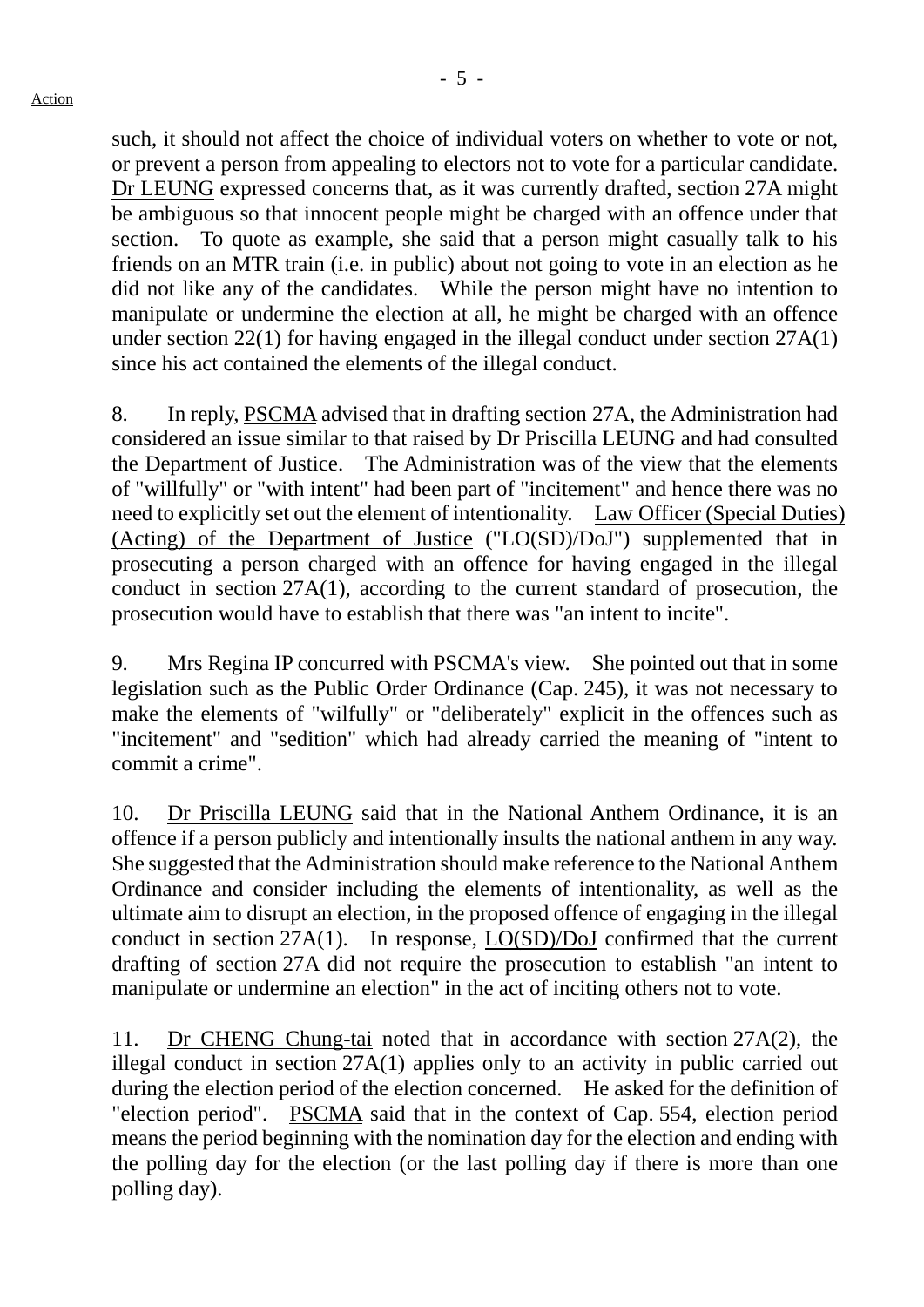such, it should not affect the choice of individual voters on whether to vote or not, or prevent a person from appealing to electors not to vote for a particular candidate. Dr LEUNG expressed concerns that, as it was currently drafted, section 27A might be ambiguous so that innocent people might be charged with an offence under that section. To quote as example, she said that a person might casually talk to his friends on an MTR train (i.e. in public) about not going to vote in an election as he did not like any of the candidates. While the person might have no intention to manipulate or undermine the election at all, he might be charged with an offence under section 22(1) for having engaged in the illegal conduct under section 27A(1) since his act contained the elements of the illegal conduct.

8. In reply, PSCMA advised that in drafting section 27A, the Administration had considered an issue similar to that raised by Dr Priscilla LEUNG and had consulted the Department of Justice. The Administration was of the view that the elements of "willfully" or "with intent" had been part of "incitement" and hence there was no need to explicitly set out the element of intentionality. Law Officer (Special Duties) (Acting) of the Department of Justice ("LO(SD)/DoJ") supplemented that in prosecuting a person charged with an offence for having engaged in the illegal conduct in section 27A(1), according to the current standard of prosecution, the prosecution would have to establish that there was "an intent to incite".

9. Mrs Regina IP concurred with PSCMA's view. She pointed out that in some legislation such as the Public Order Ordinance (Cap. 245), it was not necessary to make the elements of "wilfully" or "deliberately" explicit in the offences such as "incitement" and "sedition" which had already carried the meaning of "intent to commit a crime".

10. Dr Priscilla LEUNG said that in the National Anthem Ordinance, it is an offence if a person publicly and intentionally insults the national anthem in any way. She suggested that the Administration should make reference to the National Anthem Ordinance and consider including the elements of intentionality, as well as the ultimate aim to disrupt an election, in the proposed offence of engaging in the illegal conduct in section 27A(1). In response, LO(SD)/DoJ confirmed that the current drafting of section 27A did not require the prosecution to establish "an intent to manipulate or undermine an election" in the act of inciting others not to vote.

11. Dr CHENG Chung-tai noted that in accordance with section 27A(2), the illegal conduct in section 27A(1) applies only to an activity in public carried out during the election period of the election concerned. He asked for the definition of "election period". PSCMA said that in the context of Cap. 554, election period means the period beginning with the nomination day for the election and ending with the polling day for the election (or the last polling day if there is more than one polling day).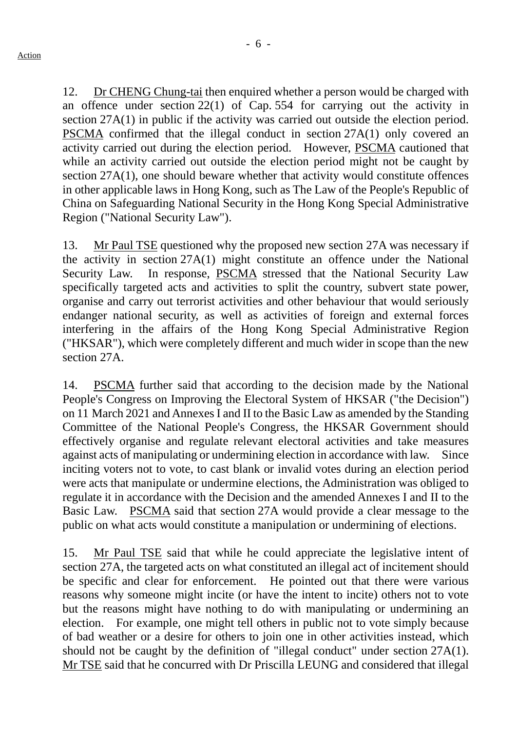12. Dr CHENG Chung-tai then enquired whether a person would be charged with an offence under section 22(1) of Cap. 554 for carrying out the activity in section 27A(1) in public if the activity was carried out outside the election period. PSCMA confirmed that the illegal conduct in section 27A(1) only covered an activity carried out during the election period. However, PSCMA cautioned that while an activity carried out outside the election period might not be caught by section 27A(1), one should beware whether that activity would constitute offences in other applicable laws in Hong Kong, such as The Law of the People's Republic of China on Safeguarding National Security in the Hong Kong Special Administrative Region ("National Security Law").

13. Mr Paul TSE questioned why the proposed new section 27A was necessary if the activity in section 27A(1) might constitute an offence under the National Security Law. In response, PSCMA stressed that the National Security Law specifically targeted acts and activities to split the country, subvert state power, organise and carry out terrorist activities and other behaviour that would seriously endanger national security, as well as activities of foreign and external forces interfering in the affairs of the Hong Kong Special Administrative Region ("HKSAR"), which were completely different and much wider in scope than the new section 27A.

14. PSCMA further said that according to the decision made by the National People's Congress on Improving the Electoral System of HKSAR ("the Decision") on 11 March 2021 and Annexes I and II to the Basic Law as amended by the Standing Committee of the National People's Congress, the HKSAR Government should effectively organise and regulate relevant electoral activities and take measures against acts of manipulating or undermining election in accordance with law. Since inciting voters not to vote, to cast blank or invalid votes during an election period were acts that manipulate or undermine elections, the Administration was obliged to regulate it in accordance with the Decision and the amended Annexes I and II to the Basic Law. PSCMA said that section 27A would provide a clear message to the public on what acts would constitute a manipulation or undermining of elections.

15. Mr Paul TSE said that while he could appreciate the legislative intent of section 27A, the targeted acts on what constituted an illegal act of incitement should be specific and clear for enforcement. He pointed out that there were various reasons why someone might incite (or have the intent to incite) others not to vote but the reasons might have nothing to do with manipulating or undermining an election. For example, one might tell others in public not to vote simply because of bad weather or a desire for others to join one in other activities instead, which should not be caught by the definition of "illegal conduct" under section 27A(1). Mr TSE said that he concurred with Dr Priscilla LEUNG and considered that illegal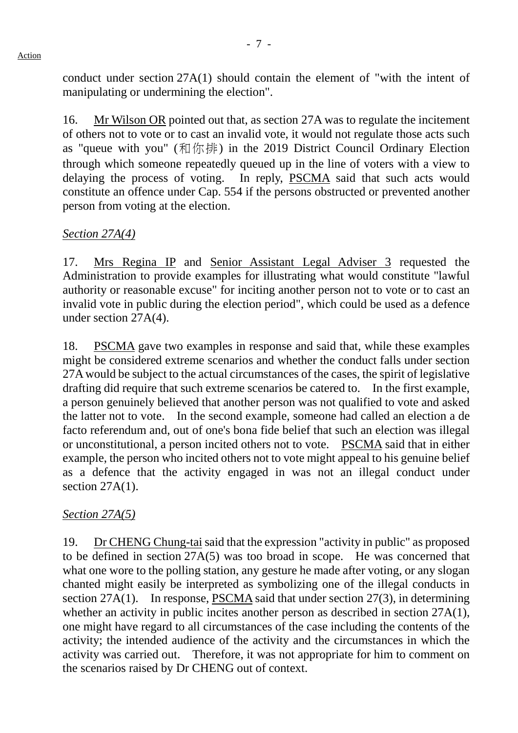conduct under section 27A(1) should contain the element of "with the intent of manipulating or undermining the election".

16. Mr Wilson OR pointed out that, as section 27A was to regulate the incitement of others not to vote or to cast an invalid vote, it would not regulate those acts such as "queue with you" (和你排) in the 2019 District Council Ordinary Election through which someone repeatedly queued up in the line of voters with a view to delaying the process of voting. In reply, PSCMA said that such acts would constitute an offence under Cap. 554 if the persons obstructed or prevented another person from voting at the election.

*Section 27A(4)*

17. Mrs Regina IP and Senior Assistant Legal Adviser 3 requested the Administration to provide examples for illustrating what would constitute "lawful authority or reasonable excuse" for inciting another person not to vote or to cast an invalid vote in public during the election period", which could be used as a defence under section 27A(4).

18. PSCMA gave two examples in response and said that, while these examples might be considered extreme scenarios and whether the conduct falls under section 27A would be subject to the actual circumstances of the cases, the spirit of legislative drafting did require that such extreme scenarios be catered to. In the first example, a person genuinely believed that another person was not qualified to vote and asked the latter not to vote. In the second example, someone had called an election a de facto referendum and, out of one's bona fide belief that such an election was illegal or unconstitutional, a person incited others not to vote. PSCMA said that in either example, the person who incited others not to vote might appeal to his genuine belief as a defence that the activity engaged in was not an illegal conduct under section 27A(1).

*Section 27A(5)*

19. Dr CHENG Chung-tai said that the expression "activity in public" as proposed to be defined in section 27A(5) was too broad in scope. He was concerned that what one wore to the polling station, any gesture he made after voting, or any slogan chanted might easily be interpreted as symbolizing one of the illegal conducts in section 27A(1). In response, PSCMA said that under section 27(3), in determining whether an activity in public incites another person as described in section 27A(1), one might have regard to all circumstances of the case including the contents of the activity; the intended audience of the activity and the circumstances in which the activity was carried out. Therefore, it was not appropriate for him to comment on the scenarios raised by Dr CHENG out of context.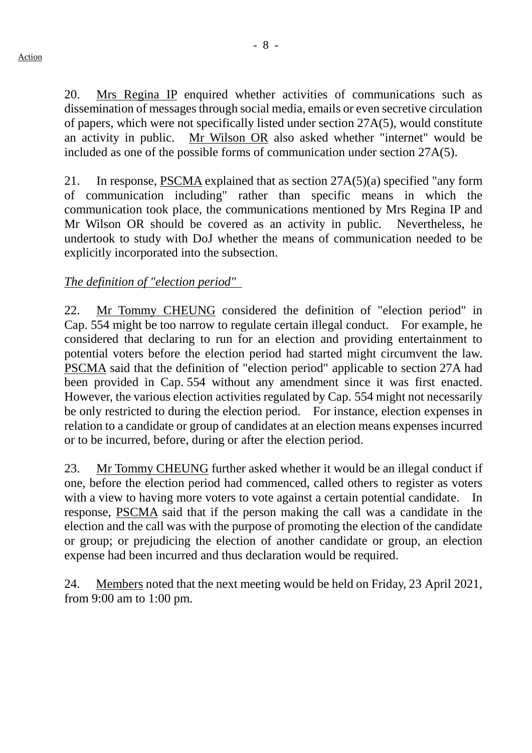20. Mrs Regina IP enquired whether activities of communications such as dissemination of messages through social media, emails or even secretive circulation of papers, which were not specifically listed under section 27A(5), would constitute an activity in public. Mr Wilson OR also asked whether "internet" would be included as one of the possible forms of communication under section 27A(5).

21. In response, PSCMA explained that as section 27A(5)(a) specified "any form of communication including" rather than specific means in which the communication took place, the communications mentioned by Mrs Regina IP and Mr Wilson OR should be covered as an activity in public. Nevertheless, he undertook to study with DoJ whether the means of communication needed to be explicitly incorporated into the subsection.

*The definition of "election period"*

22. Mr Tommy CHEUNG considered the definition of "election period" in Cap. 554 might be too narrow to regulate certain illegal conduct. For example, he considered that declaring to run for an election and providing entertainment to potential voters before the election period had started might circumvent the law. PSCMA said that the definition of "election period" applicable to section 27A had been provided in Cap. 554 without any amendment since it was first enacted. However, the various election activities regulated by Cap. 554 might not necessarily be only restricted to during the election period. For instance, election expenses in relation to a candidate or group of candidates at an election means expenses incurred or to be incurred, before, during or after the election period.

23. Mr Tommy CHEUNG further asked whether it would be an illegal conduct if one, before the election period had commenced, called others to register as voters with a view to having more voters to vote against a certain potential candidate. In response, PSCMA said that if the person making the call was a candidate in the election and the call was with the purpose of promoting the election of the candidate or group; or prejudicing the election of another candidate or group, an election expense had been incurred and thus declaration would be required.

24. Members noted that the next meeting would be held on Friday, 23 April 2021, from 9:00 am to 1:00 pm.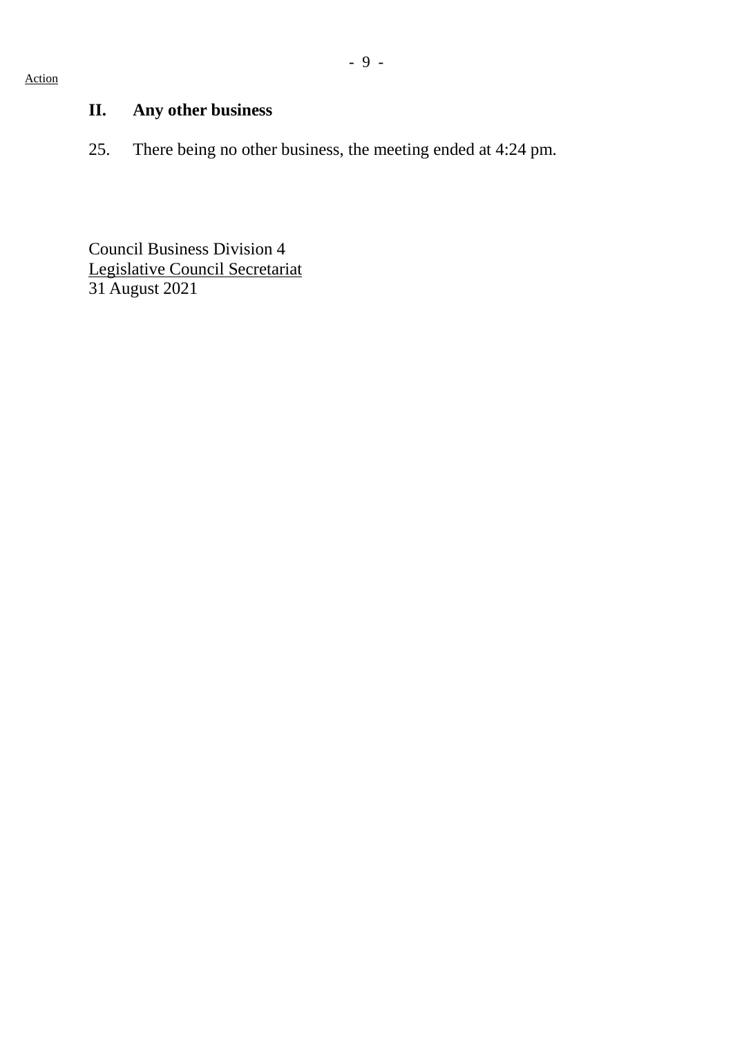Action

## II. Any other business

25. There being no other business, the meeting ended at 4:24 pm.

Council Business Division 4
Legislative Council Secretariat
31 August 2021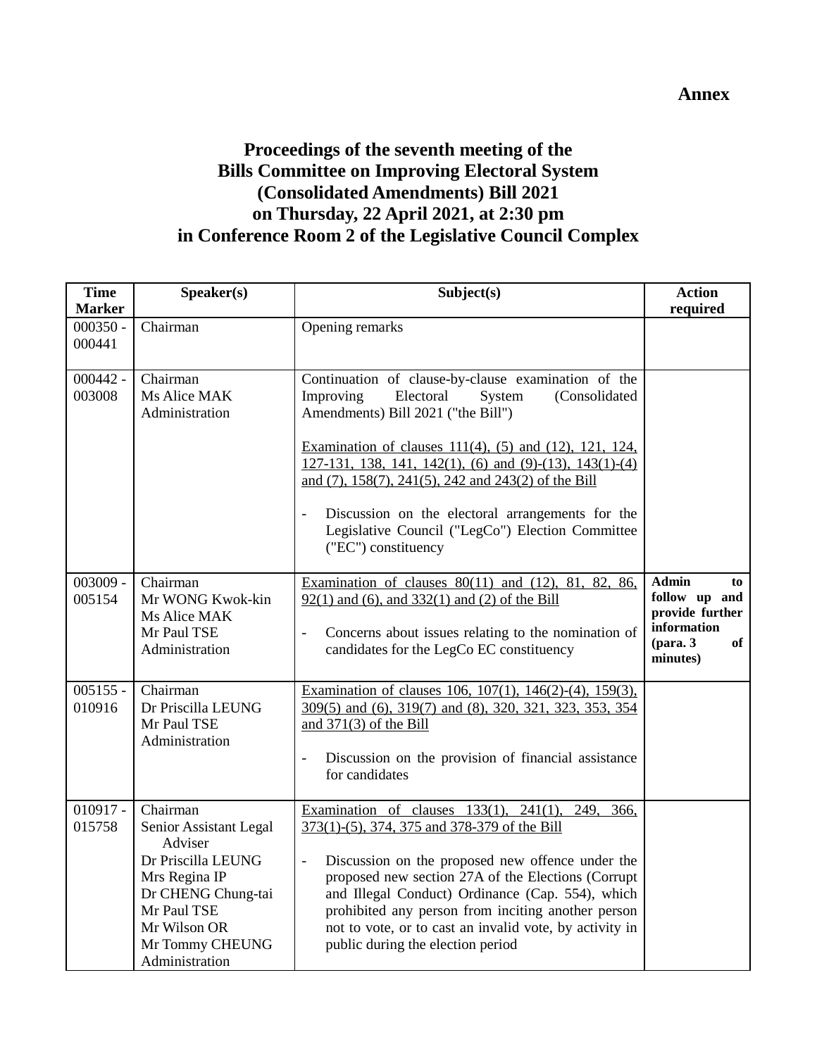**Annex**

# Proceedings of the seventh meeting of the Bills Committee on Improving Electoral System (Consolidated Amendments) Bill 2021 on Thursday, 22 April 2021, at 2:30 pm in Conference Room 2 of the Legislative Council Complex

| Time Marker | Speaker(s) | Subject(s) | Action required |
|---|---|---|---|
| 000350 - 000441 | Chairman | Opening remarks | |
| 000442 - 003008 | Chairman<br>Ms Alice MAK<br>Administration | Continuation of clause-by-clause examination of the Improving Electoral System (Consolidated Amendments) Bill 2021 ("the Bill")<br><br>Examination of clauses 111(4), (5) and (12), 121, 124, 127-131, 138, 141, 142(1), (6) and (9)-(13), 143(1)-(4) and (7), 158(7), 241(5), 242 and 243(2) of the Bill<br><br>- Discussion on the electoral arrangements for the Legislative Council ("LegCo") Election Committee ("EC") constituency | |
| 003009 - 005154 | Chairman<br>Mr WONG Kwok-kin<br>Ms Alice MAK<br>Mr Paul TSE<br>Administration | Examination of clauses 80(11) and (12), 81, 82, 86, 92(1) and (6), and 332(1) and (2) of the Bill<br><br>- Concerns about issues relating to the nomination of candidates for the LegCo EC constituency | **Admin to follow up and provide further information (para. 3 of minutes)** |
| 005155 - 010916 | Chairman<br>Dr Priscilla LEUNG<br>Mr Paul TSE<br>Administration | Examination of clauses 106, 107(1), 146(2)-(4), 159(3), 309(5) and (6), 319(7) and (8), 320, 321, 323, 353, 354 and 371(3) of the Bill<br><br>- Discussion on the provision of financial assistance for candidates | |
| 010917 - 015758 | Chairman<br>Senior Assistant Legal Adviser<br>Dr Priscilla LEUNG<br>Mrs Regina IP<br>Dr CHENG Chung-tai<br>Mr Paul TSE<br>Mr Wilson OR<br>Mr Tommy CHEUNG<br>Administration | Examination of clauses 133(1), 241(1), 249, 366, 373(1)-(5), 374, 375 and 378-379 of the Bill<br><br>- Discussion on the proposed new offence under the proposed new section 27A of the Elections (Corrupt and Illegal Conduct) Ordinance (Cap. 554), which prohibited any person from inciting another person not to vote, or to cast an invalid vote, by activity in public during the election period | |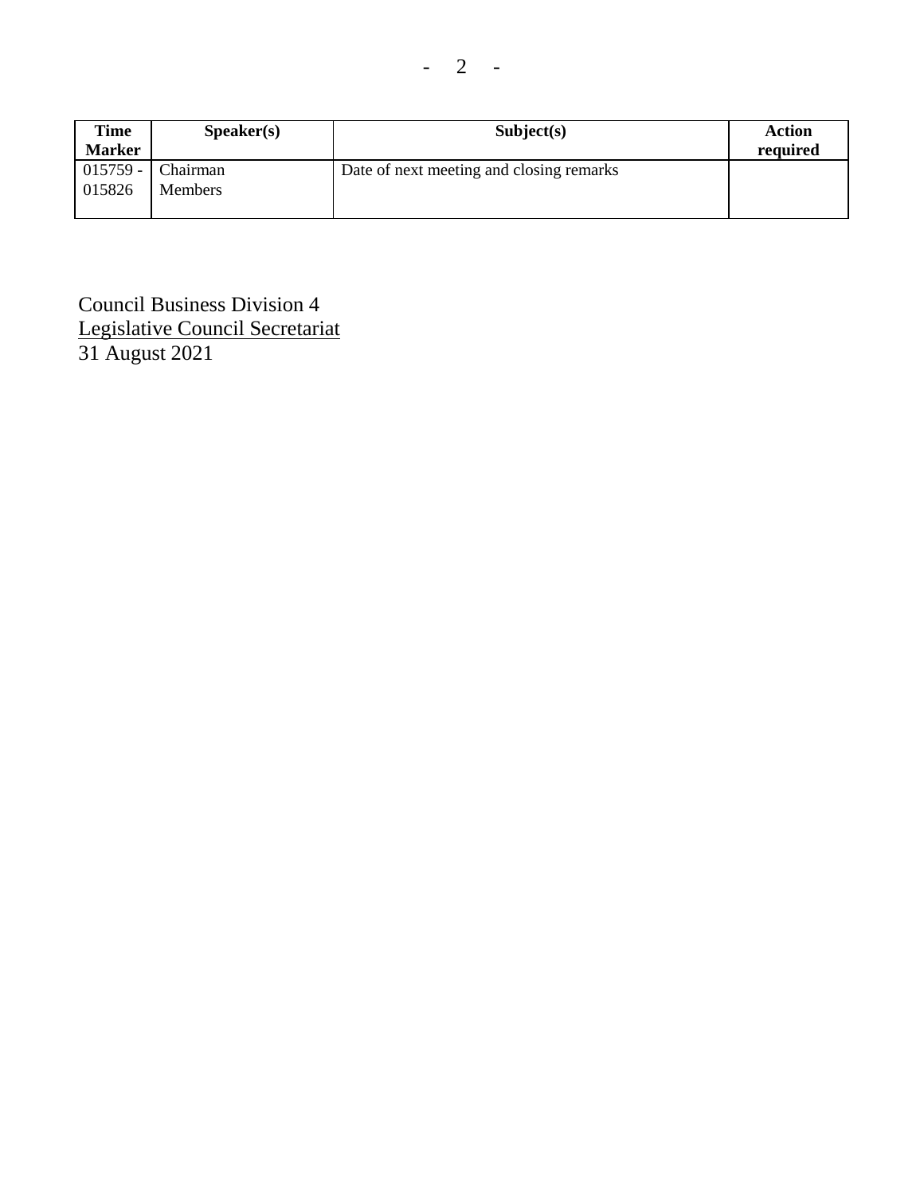| Time Marker | Speaker(s) | Subject(s) | Action required |
| --- | --- | --- | --- |
| 015759 - 015826 | Chairman Members | Date of next meeting and closing remarks | |

Council Business Division 4
Legislative Council Secretariat
31 August 2021